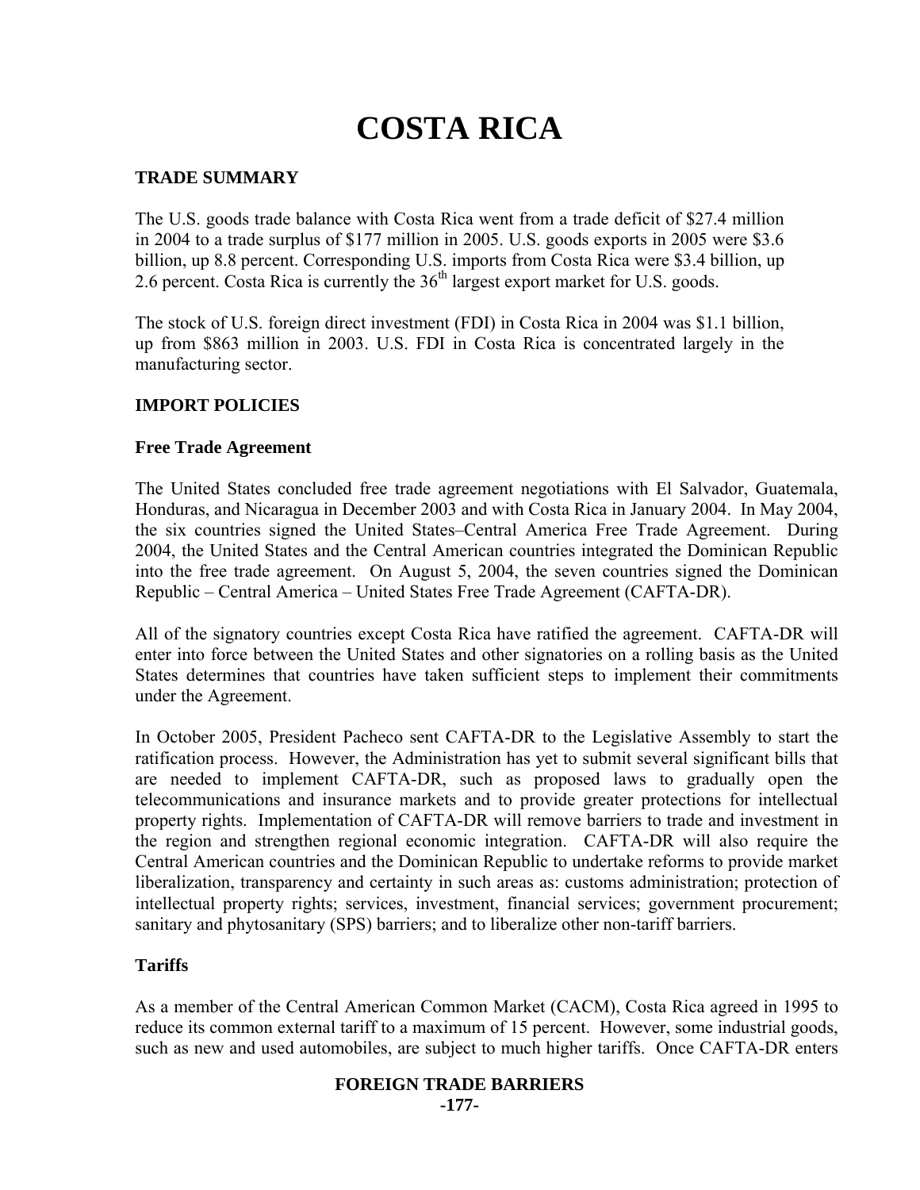# COSTA RICA

## TRADE SUMMARY

The U.S. goods trade balance with Costa Rica went from a trade deficit of $27.4 million in 2004 to a trade surplus of $177 million in 2005. U.S. goods exports in 2005 were $3.6 billion, up 8.8 percent. Corresponding U.S. imports from Costa Rica were $3.4 billion, up 2.6 percent. Costa Rica is currently the 36th largest export market for U.S. goods.

The stock of U.S. foreign direct investment (FDI) in Costa Rica in 2004 was $1.1 billion, up from $863 million in 2003. U.S. FDI in Costa Rica is concentrated largely in the manufacturing sector.

## IMPORT POLICIES

### Free Trade Agreement

The United States concluded free trade agreement negotiations with El Salvador, Guatemala, Honduras, and Nicaragua in December 2003 and with Costa Rica in January 2004. In May 2004, the six countries signed the United States–Central America Free Trade Agreement. During 2004, the United States and the Central American countries integrated the Dominican Republic into the free trade agreement. On August 5, 2004, the seven countries signed the Dominican Republic – Central America – United States Free Trade Agreement (CAFTA-DR).

All of the signatory countries except Costa Rica have ratified the agreement. CAFTA-DR will enter into force between the United States and other signatories on a rolling basis as the United States determines that countries have taken sufficient steps to implement their commitments under the Agreement.

In October 2005, President Pacheco sent CAFTA-DR to the Legislative Assembly to start the ratification process. However, the Administration has yet to submit several significant bills that are needed to implement CAFTA-DR, such as proposed laws to gradually open the telecommunications and insurance markets and to provide greater protections for intellectual property rights. Implementation of CAFTA-DR will remove barriers to trade and investment in the region and strengthen regional economic integration. CAFTA-DR will also require the Central American countries and the Dominican Republic to undertake reforms to provide market liberalization, transparency and certainty in such areas as: customs administration; protection of intellectual property rights; services, investment, financial services; government procurement; sanitary and phytosanitary (SPS) barriers; and to liberalize other non-tariff barriers.

### Tariffs

As a member of the Central American Common Market (CACM), Costa Rica agreed in 1995 to reduce its common external tariff to a maximum of 15 percent. However, some industrial goods, such as new and used automobiles, are subject to much higher tariffs. Once CAFTA-DR enters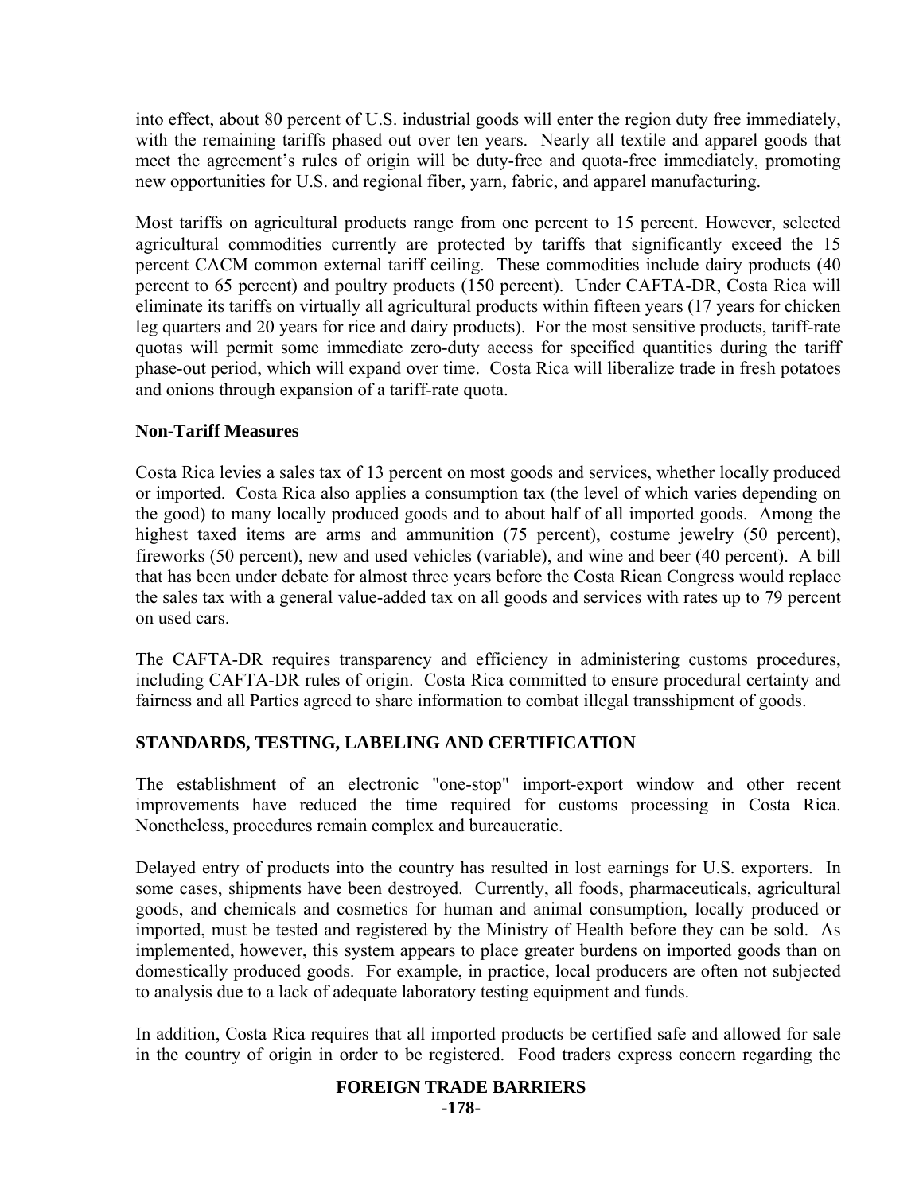into effect, about 80 percent of U.S. industrial goods will enter the region duty free immediately, with the remaining tariffs phased out over ten years. Nearly all textile and apparel goods that meet the agreement's rules of origin will be duty-free and quota-free immediately, promoting new opportunities for U.S. and regional fiber, yarn, fabric, and apparel manufacturing.

Most tariffs on agricultural products range from one percent to 15 percent. However, selected agricultural commodities currently are protected by tariffs that significantly exceed the 15 percent CACM common external tariff ceiling. These commodities include dairy products (40 percent to 65 percent) and poultry products (150 percent). Under CAFTA-DR, Costa Rica will eliminate its tariffs on virtually all agricultural products within fifteen years (17 years for chicken leg quarters and 20 years for rice and dairy products). For the most sensitive products, tariff-rate quotas will permit some immediate zero-duty access for specified quantities during the tariff phase-out period, which will expand over time. Costa Rica will liberalize trade in fresh potatoes and onions through expansion of a tariff-rate quota.

**Non-Tariff Measures**

Costa Rica levies a sales tax of 13 percent on most goods and services, whether locally produced or imported. Costa Rica also applies a consumption tax (the level of which varies depending on the good) to many locally produced goods and to about half of all imported goods. Among the highest taxed items are arms and ammunition (75 percent), costume jewelry (50 percent), fireworks (50 percent), new and used vehicles (variable), and wine and beer (40 percent). A bill that has been under debate for almost three years before the Costa Rican Congress would replace the sales tax with a general value-added tax on all goods and services with rates up to 79 percent on used cars.

The CAFTA-DR requires transparency and efficiency in administering customs procedures, including CAFTA-DR rules of origin. Costa Rica committed to ensure procedural certainty and fairness and all Parties agreed to share information to combat illegal transshipment of goods.

## STANDARDS, TESTING, LABELING AND CERTIFICATION

The establishment of an electronic "one-stop" import-export window and other recent improvements have reduced the time required for customs processing in Costa Rica. Nonetheless, procedures remain complex and bureaucratic.

Delayed entry of products into the country has resulted in lost earnings for U.S. exporters. In some cases, shipments have been destroyed. Currently, all foods, pharmaceuticals, agricultural goods, and chemicals and cosmetics for human and animal consumption, locally produced or imported, must be tested and registered by the Ministry of Health before they can be sold. As implemented, however, this system appears to place greater burdens on imported goods than on domestically produced goods. For example, in practice, local producers are often not subjected to analysis due to a lack of adequate laboratory testing equipment and funds.

In addition, Costa Rica requires that all imported products be certified safe and allowed for sale in the country of origin in order to be registered. Food traders express concern regarding the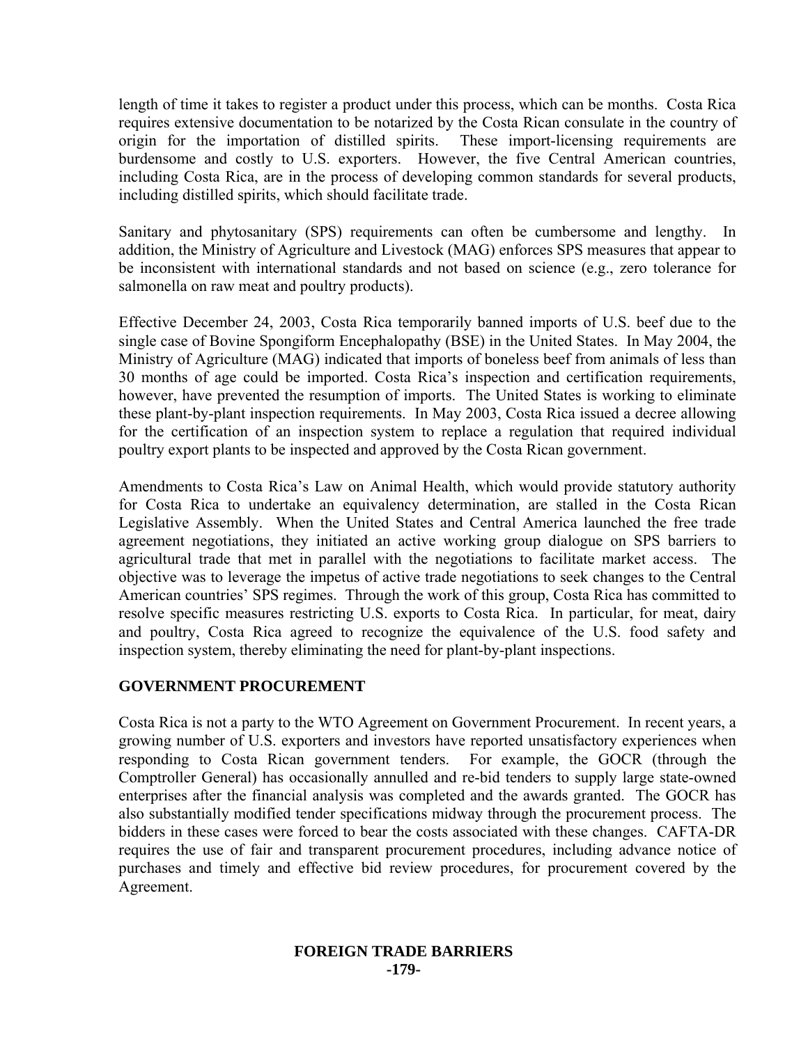length of time it takes to register a product under this process, which can be months. Costa Rica requires extensive documentation to be notarized by the Costa Rican consulate in the country of origin for the importation of distilled spirits. These import-licensing requirements are burdensome and costly to U.S. exporters. However, the five Central American countries, including Costa Rica, are in the process of developing common standards for several products, including distilled spirits, which should facilitate trade.

Sanitary and phytosanitary (SPS) requirements can often be cumbersome and lengthy. In addition, the Ministry of Agriculture and Livestock (MAG) enforces SPS measures that appear to be inconsistent with international standards and not based on science (e.g., zero tolerance for salmonella on raw meat and poultry products).

Effective December 24, 2003, Costa Rica temporarily banned imports of U.S. beef due to the single case of Bovine Spongiform Encephalopathy (BSE) in the United States. In May 2004, the Ministry of Agriculture (MAG) indicated that imports of boneless beef from animals of less than 30 months of age could be imported. Costa Rica's inspection and certification requirements, however, have prevented the resumption of imports. The United States is working to eliminate these plant-by-plant inspection requirements. In May 2003, Costa Rica issued a decree allowing for the certification of an inspection system to replace a regulation that required individual poultry export plants to be inspected and approved by the Costa Rican government.

Amendments to Costa Rica's Law on Animal Health, which would provide statutory authority for Costa Rica to undertake an equivalency determination, are stalled in the Costa Rican Legislative Assembly. When the United States and Central America launched the free trade agreement negotiations, they initiated an active working group dialogue on SPS barriers to agricultural trade that met in parallel with the negotiations to facilitate market access. The objective was to leverage the impetus of active trade negotiations to seek changes to the Central American countries' SPS regimes. Through the work of this group, Costa Rica has committed to resolve specific measures restricting U.S. exports to Costa Rica. In particular, for meat, dairy and poultry, Costa Rica agreed to recognize the equivalence of the U.S. food safety and inspection system, thereby eliminating the need for plant-by-plant inspections.

## GOVERNMENT PROCUREMENT

Costa Rica is not a party to the WTO Agreement on Government Procurement. In recent years, a growing number of U.S. exporters and investors have reported unsatisfactory experiences when responding to Costa Rican government tenders. For example, the GOCR (through the Comptroller General) has occasionally annulled and re-bid tenders to supply large state-owned enterprises after the financial analysis was completed and the awards granted. The GOCR has also substantially modified tender specifications midway through the procurement process. The bidders in these cases were forced to bear the costs associated with these changes. CAFTA-DR requires the use of fair and transparent procurement procedures, including advance notice of purchases and timely and effective bid review procedures, for procurement covered by the Agreement.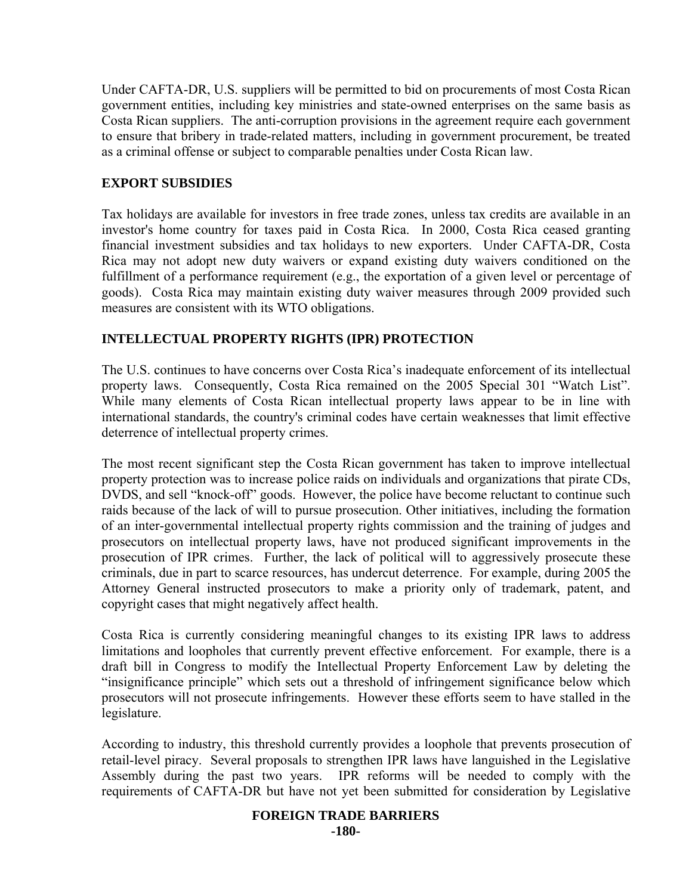Under CAFTA-DR, U.S. suppliers will be permitted to bid on procurements of most Costa Rican government entities, including key ministries and state-owned enterprises on the same basis as Costa Rican suppliers. The anti-corruption provisions in the agreement require each government to ensure that bribery in trade-related matters, including in government procurement, be treated as a criminal offense or subject to comparable penalties under Costa Rican law.

## EXPORT SUBSIDIES

Tax holidays are available for investors in free trade zones, unless tax credits are available in an investor's home country for taxes paid in Costa Rica. In 2000, Costa Rica ceased granting financial investment subsidies and tax holidays to new exporters. Under CAFTA-DR, Costa Rica may not adopt new duty waivers or expand existing duty waivers conditioned on the fulfillment of a performance requirement (e.g., the exportation of a given level or percentage of goods). Costa Rica may maintain existing duty waiver measures through 2009 provided such measures are consistent with its WTO obligations.

## INTELLECTUAL PROPERTY RIGHTS (IPR) PROTECTION

The U.S. continues to have concerns over Costa Rica's inadequate enforcement of its intellectual property laws. Consequently, Costa Rica remained on the 2005 Special 301 "Watch List". While many elements of Costa Rican intellectual property laws appear to be in line with international standards, the country's criminal codes have certain weaknesses that limit effective deterrence of intellectual property crimes.

The most recent significant step the Costa Rican government has taken to improve intellectual property protection was to increase police raids on individuals and organizations that pirate CDs, DVDS, and sell "knock-off" goods. However, the police have become reluctant to continue such raids because of the lack of will to pursue prosecution. Other initiatives, including the formation of an inter-governmental intellectual property rights commission and the training of judges and prosecutors on intellectual property laws, have not produced significant improvements in the prosecution of IPR crimes. Further, the lack of political will to aggressively prosecute these criminals, due in part to scarce resources, has undercut deterrence. For example, during 2005 the Attorney General instructed prosecutors to make a priority only of trademark, patent, and copyright cases that might negatively affect health.

Costa Rica is currently considering meaningful changes to its existing IPR laws to address limitations and loopholes that currently prevent effective enforcement. For example, there is a draft bill in Congress to modify the Intellectual Property Enforcement Law by deleting the "insignificance principle" which sets out a threshold of infringement significance below which prosecutors will not prosecute infringements. However these efforts seem to have stalled in the legislature.

According to industry, this threshold currently provides a loophole that prevents prosecution of retail-level piracy. Several proposals to strengthen IPR laws have languished in the Legislative Assembly during the past two years. IPR reforms will be needed to comply with the requirements of CAFTA-DR but have not yet been submitted for consideration by Legislative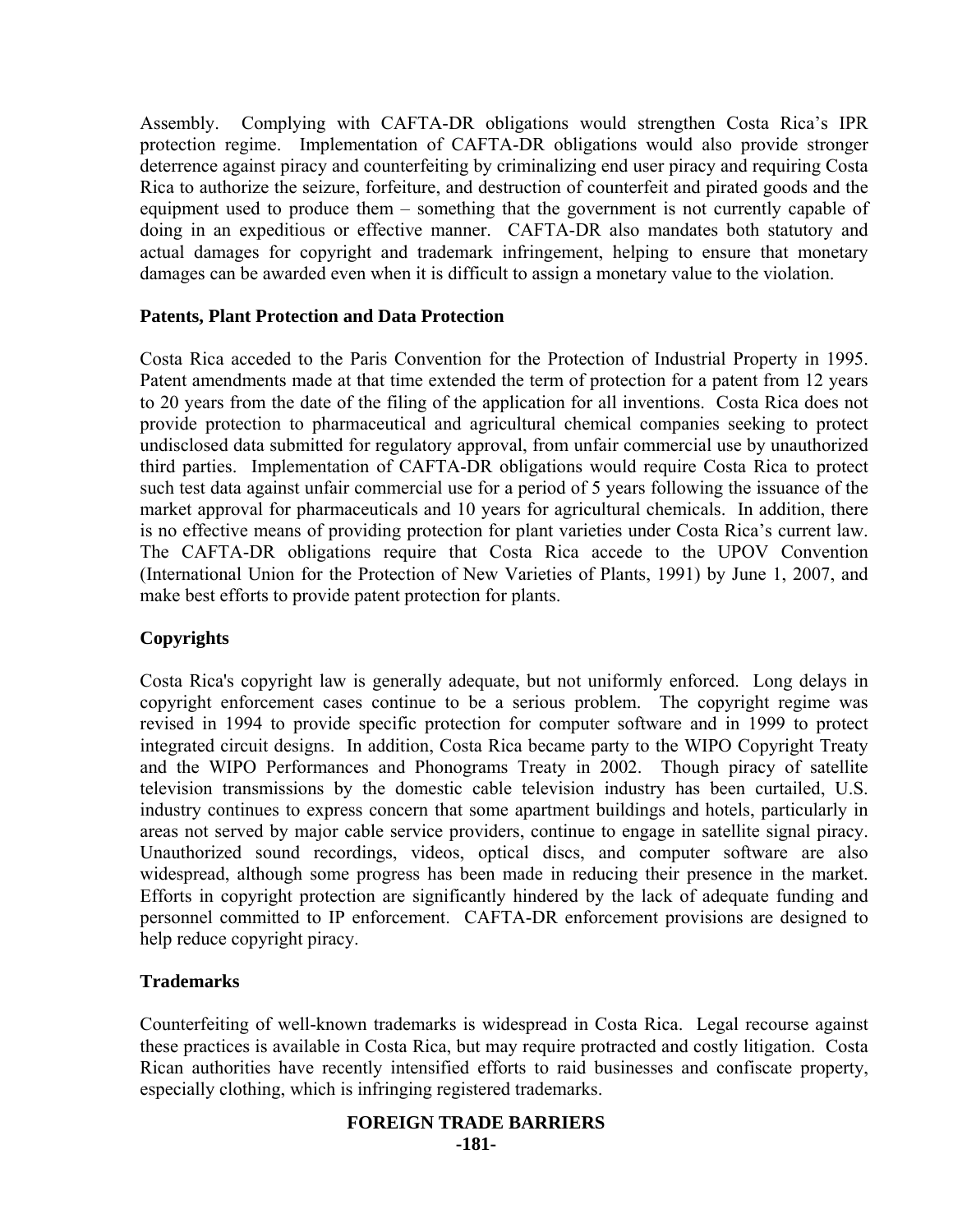Assembly. Complying with CAFTA-DR obligations would strengthen Costa Rica's IPR protection regime. Implementation of CAFTA-DR obligations would also provide stronger deterrence against piracy and counterfeiting by criminalizing end user piracy and requiring Costa Rica to authorize the seizure, forfeiture, and destruction of counterfeit and pirated goods and the equipment used to produce them – something that the government is not currently capable of doing in an expeditious or effective manner. CAFTA-DR also mandates both statutory and actual damages for copyright and trademark infringement, helping to ensure that monetary damages can be awarded even when it is difficult to assign a monetary value to the violation.

**Patents, Plant Protection and Data Protection**

Costa Rica acceded to the Paris Convention for the Protection of Industrial Property in 1995. Patent amendments made at that time extended the term of protection for a patent from 12 years to 20 years from the date of the filing of the application for all inventions. Costa Rica does not provide protection to pharmaceutical and agricultural chemical companies seeking to protect undisclosed data submitted for regulatory approval, from unfair commercial use by unauthorized third parties. Implementation of CAFTA-DR obligations would require Costa Rica to protect such test data against unfair commercial use for a period of 5 years following the issuance of the market approval for pharmaceuticals and 10 years for agricultural chemicals. In addition, there is no effective means of providing protection for plant varieties under Costa Rica's current law. The CAFTA-DR obligations require that Costa Rica accede to the UPOV Convention (International Union for the Protection of New Varieties of Plants, 1991) by June 1, 2007, and make best efforts to provide patent protection for plants.

**Copyrights**

Costa Rica's copyright law is generally adequate, but not uniformly enforced. Long delays in copyright enforcement cases continue to be a serious problem. The copyright regime was revised in 1994 to provide specific protection for computer software and in 1999 to protect integrated circuit designs. In addition, Costa Rica became party to the WIPO Copyright Treaty and the WIPO Performances and Phonograms Treaty in 2002. Though piracy of satellite television transmissions by the domestic cable television industry has been curtailed, U.S. industry continues to express concern that some apartment buildings and hotels, particularly in areas not served by major cable service providers, continue to engage in satellite signal piracy. Unauthorized sound recordings, videos, optical discs, and computer software are also widespread, although some progress has been made in reducing their presence in the market. Efforts in copyright protection are significantly hindered by the lack of adequate funding and personnel committed to IP enforcement. CAFTA-DR enforcement provisions are designed to help reduce copyright piracy.

**Trademarks**

Counterfeiting of well-known trademarks is widespread in Costa Rica. Legal recourse against these practices is available in Costa Rica, but may require protracted and costly litigation. Costa Rican authorities have recently intensified efforts to raid businesses and confiscate property, especially clothing, which is infringing registered trademarks.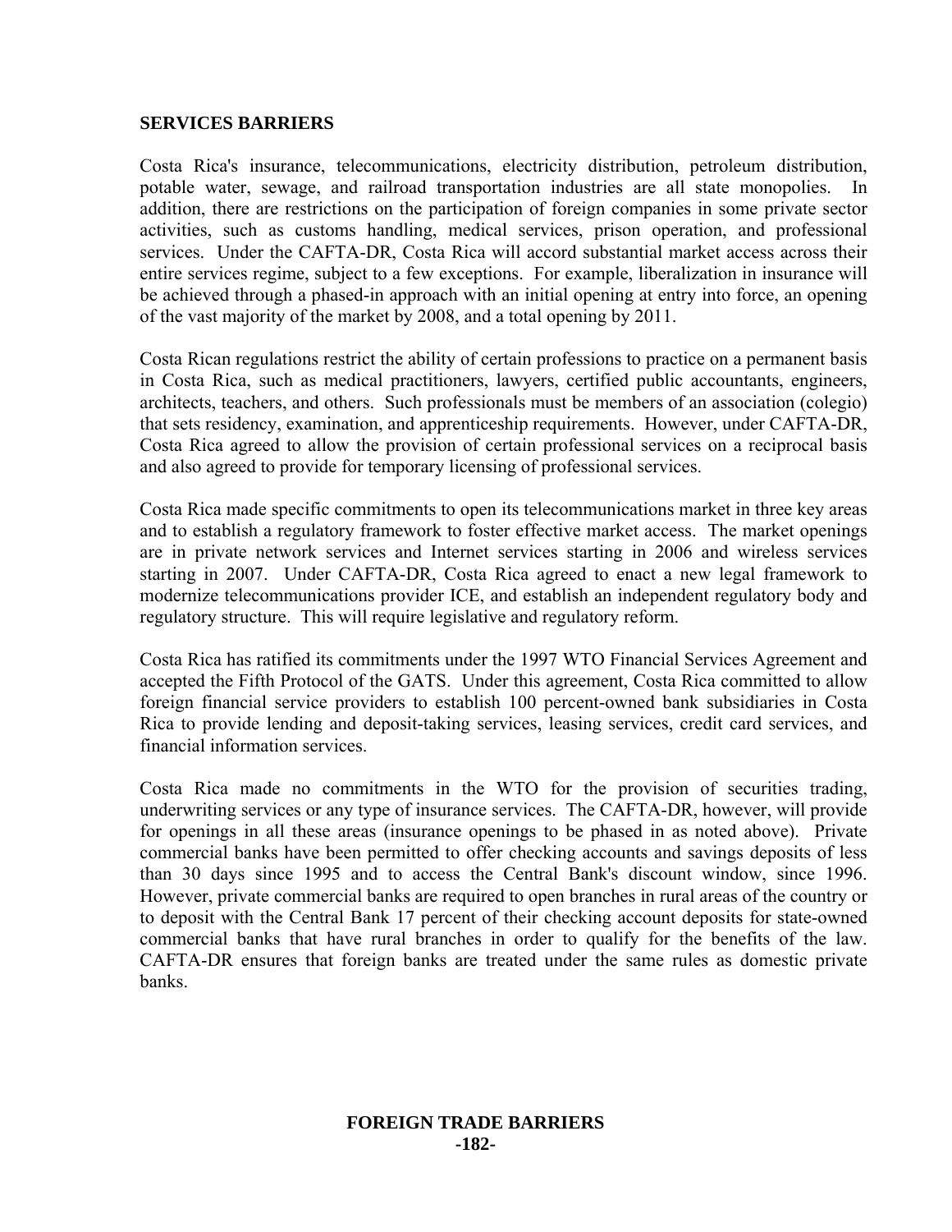## SERVICES BARRIERS

Costa Rica's insurance, telecommunications, electricity distribution, petroleum distribution, potable water, sewage, and railroad transportation industries are all state monopolies. In addition, there are restrictions on the participation of foreign companies in some private sector activities, such as customs handling, medical services, prison operation, and professional services. Under the CAFTA-DR, Costa Rica will accord substantial market access across their entire services regime, subject to a few exceptions. For example, liberalization in insurance will be achieved through a phased-in approach with an initial opening at entry into force, an opening of the vast majority of the market by 2008, and a total opening by 2011.

Costa Rican regulations restrict the ability of certain professions to practice on a permanent basis in Costa Rica, such as medical practitioners, lawyers, certified public accountants, engineers, architects, teachers, and others. Such professionals must be members of an association (colegio) that sets residency, examination, and apprenticeship requirements. However, under CAFTA-DR, Costa Rica agreed to allow the provision of certain professional services on a reciprocal basis and also agreed to provide for temporary licensing of professional services.

Costa Rica made specific commitments to open its telecommunications market in three key areas and to establish a regulatory framework to foster effective market access. The market openings are in private network services and Internet services starting in 2006 and wireless services starting in 2007. Under CAFTA-DR, Costa Rica agreed to enact a new legal framework to modernize telecommunications provider ICE, and establish an independent regulatory body and regulatory structure. This will require legislative and regulatory reform.

Costa Rica has ratified its commitments under the 1997 WTO Financial Services Agreement and accepted the Fifth Protocol of the GATS. Under this agreement, Costa Rica committed to allow foreign financial service providers to establish 100 percent-owned bank subsidiaries in Costa Rica to provide lending and deposit-taking services, leasing services, credit card services, and financial information services.

Costa Rica made no commitments in the WTO for the provision of securities trading, underwriting services or any type of insurance services. The CAFTA-DR, however, will provide for openings in all these areas (insurance openings to be phased in as noted above). Private commercial banks have been permitted to offer checking accounts and savings deposits of less than 30 days since 1995 and to access the Central Bank's discount window, since 1996. However, private commercial banks are required to open branches in rural areas of the country or to deposit with the Central Bank 17 percent of their checking account deposits for state-owned commercial banks that have rural branches in order to qualify for the benefits of the law. CAFTA-DR ensures that foreign banks are treated under the same rules as domestic private banks.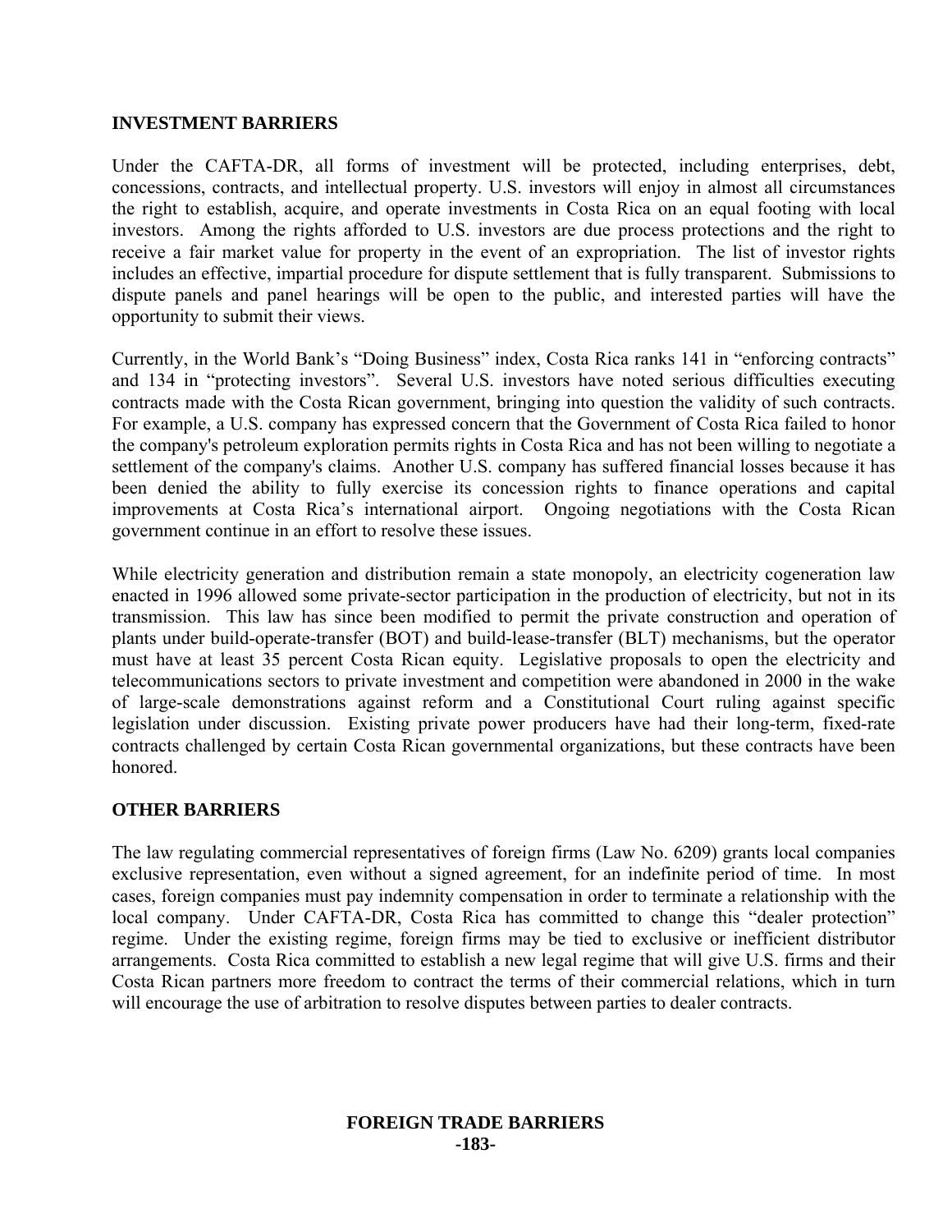## INVESTMENT BARRIERS

Under the CAFTA-DR, all forms of investment will be protected, including enterprises, debt, concessions, contracts, and intellectual property. U.S. investors will enjoy in almost all circumstances the right to establish, acquire, and operate investments in Costa Rica on an equal footing with local investors. Among the rights afforded to U.S. investors are due process protections and the right to receive a fair market value for property in the event of an expropriation. The list of investor rights includes an effective, impartial procedure for dispute settlement that is fully transparent. Submissions to dispute panels and panel hearings will be open to the public, and interested parties will have the opportunity to submit their views.

Currently, in the World Bank's "Doing Business" index, Costa Rica ranks 141 in "enforcing contracts" and 134 in "protecting investors". Several U.S. investors have noted serious difficulties executing contracts made with the Costa Rican government, bringing into question the validity of such contracts. For example, a U.S. company has expressed concern that the Government of Costa Rica failed to honor the company's petroleum exploration permits rights in Costa Rica and has not been willing to negotiate a settlement of the company's claims. Another U.S. company has suffered financial losses because it has been denied the ability to fully exercise its concession rights to finance operations and capital improvements at Costa Rica's international airport. Ongoing negotiations with the Costa Rican government continue in an effort to resolve these issues.

While electricity generation and distribution remain a state monopoly, an electricity cogeneration law enacted in 1996 allowed some private-sector participation in the production of electricity, but not in its transmission. This law has since been modified to permit the private construction and operation of plants under build-operate-transfer (BOT) and build-lease-transfer (BLT) mechanisms, but the operator must have at least 35 percent Costa Rican equity. Legislative proposals to open the electricity and telecommunications sectors to private investment and competition were abandoned in 2000 in the wake of large-scale demonstrations against reform and a Constitutional Court ruling against specific legislation under discussion. Existing private power producers have had their long-term, fixed-rate contracts challenged by certain Costa Rican governmental organizations, but these contracts have been honored.

## OTHER BARRIERS

The law regulating commercial representatives of foreign firms (Law No. 6209) grants local companies exclusive representation, even without a signed agreement, for an indefinite period of time. In most cases, foreign companies must pay indemnity compensation in order to terminate a relationship with the local company. Under CAFTA-DR, Costa Rica has committed to change this "dealer protection" regime. Under the existing regime, foreign firms may be tied to exclusive or inefficient distributor arrangements. Costa Rica committed to establish a new legal regime that will give U.S. firms and their Costa Rican partners more freedom to contract the terms of their commercial relations, which in turn will encourage the use of arbitration to resolve disputes between parties to dealer contracts.